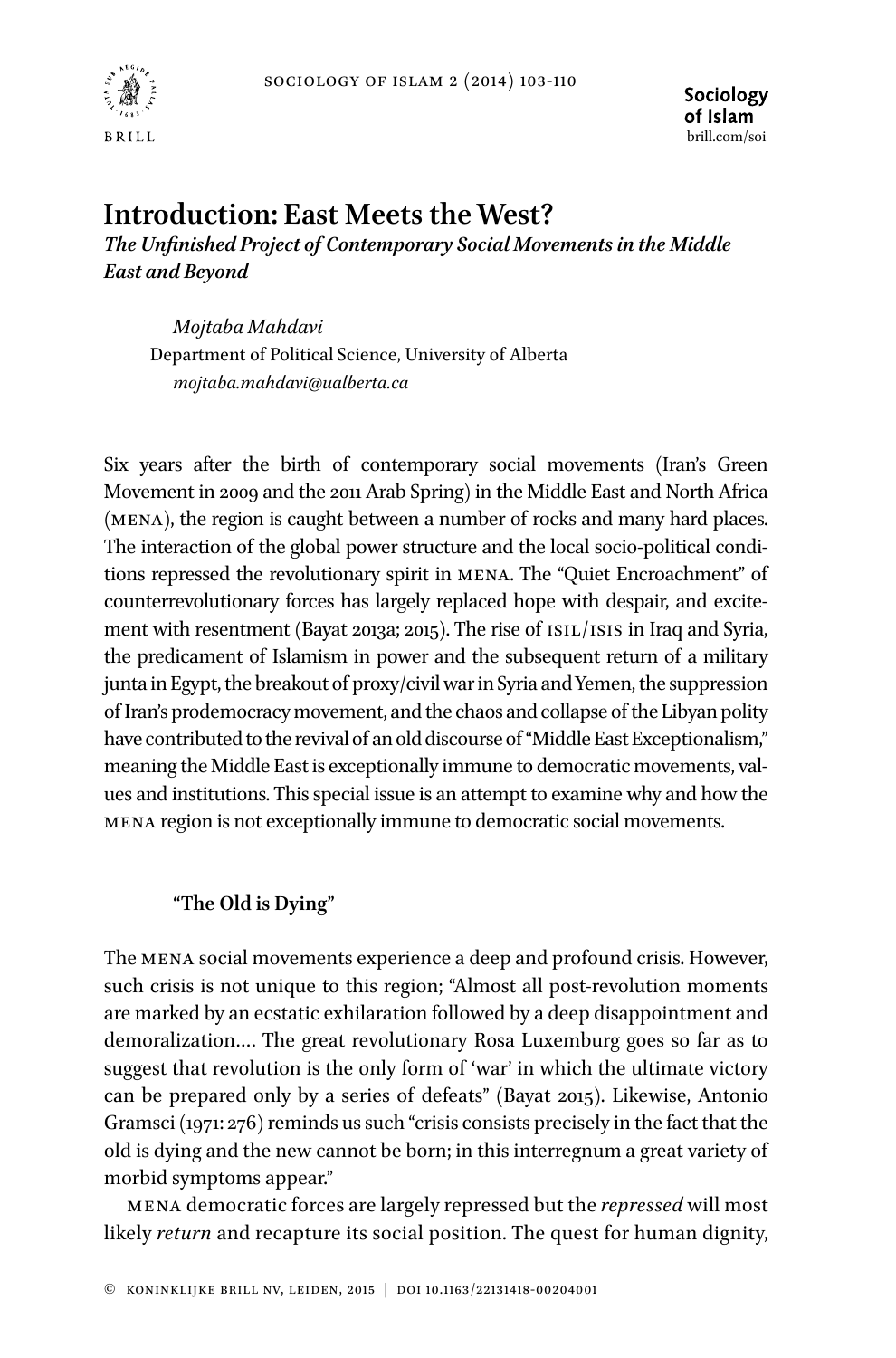# Introduction: East Meets the West?

*The Unfinished Project of Contemporary Social Movements in the Middle East and Beyond*

*Mojtaba Mahdavi*
Department of Political Science, University of Alberta
*mojtaba.mahdavi@ualberta.ca*

Six years after the birth of contemporary social movements (Iran's Green Movement in 2009 and the 2011 Arab Spring) in the Middle East and North Africa (MENA), the region is caught between a number of rocks and many hard places. The interaction of the global power structure and the local socio-political conditions repressed the revolutionary spirit in MENA. The "Quiet Encroachment" of counterrevolutionary forces has largely replaced hope with despair, and excitement with resentment (Bayat 2013a; 2015). The rise of ISIL/ISIS in Iraq and Syria, the predicament of Islamism in power and the subsequent return of a military junta in Egypt, the breakout of proxy/civil war in Syria and Yemen, the suppression of Iran's prodemocracy movement, and the chaos and collapse of the Libyan polity have contributed to the revival of an old discourse of "Middle East Exceptionalism," meaning the Middle East is exceptionally immune to democratic movements, values and institutions. This special issue is an attempt to examine why and how the MENA region is not exceptionally immune to democratic social movements.

## "The Old is Dying"

The MENA social movements experience a deep and profound crisis. However, such crisis is not unique to this region; "Almost all post-revolution moments are marked by an ecstatic exhilaration followed by a deep disappointment and demoralization.... The great revolutionary Rosa Luxemburg goes so far as to suggest that revolution is the only form of 'war' in which the ultimate victory can be prepared only by a series of defeats" (Bayat 2015). Likewise, Antonio Gramsci (1971: 276) reminds us such "crisis consists precisely in the fact that the old is dying and the new cannot be born; in this interregnum a great variety of morbid symptoms appear."

MENA democratic forces are largely repressed but the *repressed* will most likely *return* and recapture its social position. The quest for human dignity,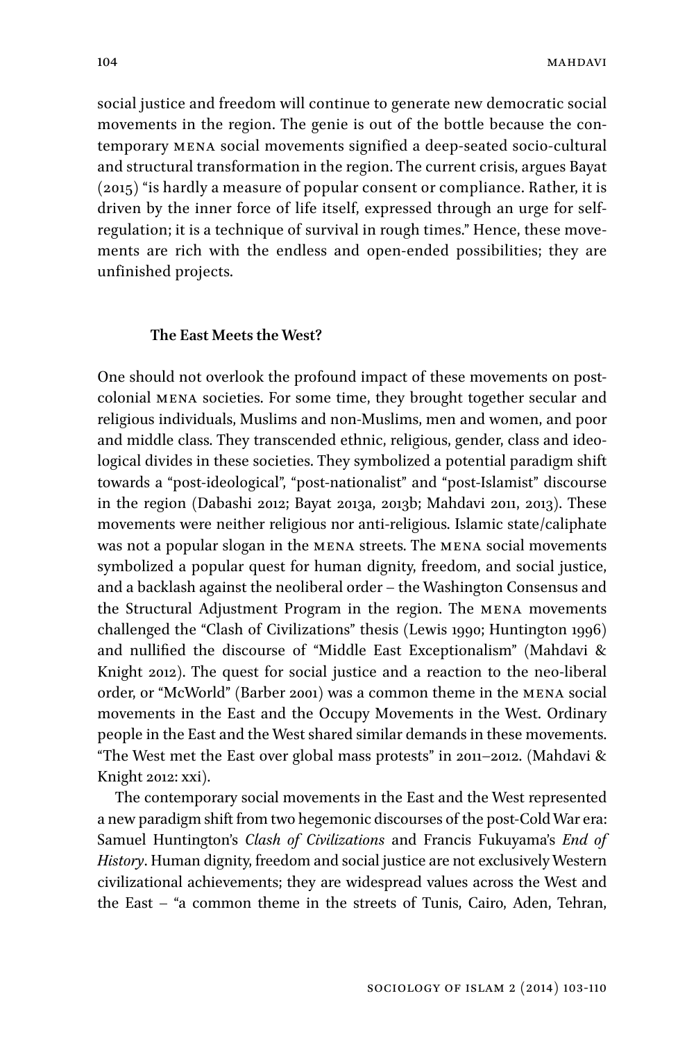social justice and freedom will continue to generate new democratic social movements in the region. The genie is out of the bottle because the contemporary MENA social movements signified a deep-seated socio-cultural and structural transformation in the region. The current crisis, argues Bayat (2015) "is hardly a measure of popular consent or compliance. Rather, it is driven by the inner force of life itself, expressed through an urge for self-regulation; it is a technique of survival in rough times." Hence, these movements are rich with the endless and open-ended possibilities; they are unfinished projects.

## The East Meets the West?

One should not overlook the profound impact of these movements on post-colonial MENA societies. For some time, they brought together secular and religious individuals, Muslims and non-Muslims, men and women, and poor and middle class. They transcended ethnic, religious, gender, class and ideological divides in these societies. They symbolized a potential paradigm shift towards a "post-ideological", "post-nationalist" and "post-Islamist" discourse in the region (Dabashi 2012; Bayat 2013a, 2013b; Mahdavi 2011, 2013). These movements were neither religious nor anti-religious. Islamic state/caliphate was not a popular slogan in the MENA streets. The MENA social movements symbolized a popular quest for human dignity, freedom, and social justice, and a backlash against the neoliberal order – the Washington Consensus and the Structural Adjustment Program in the region. The MENA movements challenged the "Clash of Civilizations" thesis (Lewis 1990; Huntington 1996) and nullified the discourse of "Middle East Exceptionalism" (Mahdavi & Knight 2012). The quest for social justice and a reaction to the neo-liberal order, or "McWorld" (Barber 2001) was a common theme in the MENA social movements in the East and the Occupy Movements in the West. Ordinary people in the East and the West shared similar demands in these movements. "The West met the East over global mass protests" in 2011–2012. (Mahdavi & Knight 2012: xxi).

The contemporary social movements in the East and the West represented a new paradigm shift from two hegemonic discourses of the post-Cold War era: Samuel Huntington's *Clash of Civilizations* and Francis Fukuyama's *End of History*. Human dignity, freedom and social justice are not exclusively Western civilizational achievements; they are widespread values across the West and the East – "a common theme in the streets of Tunis, Cairo, Aden, Tehran,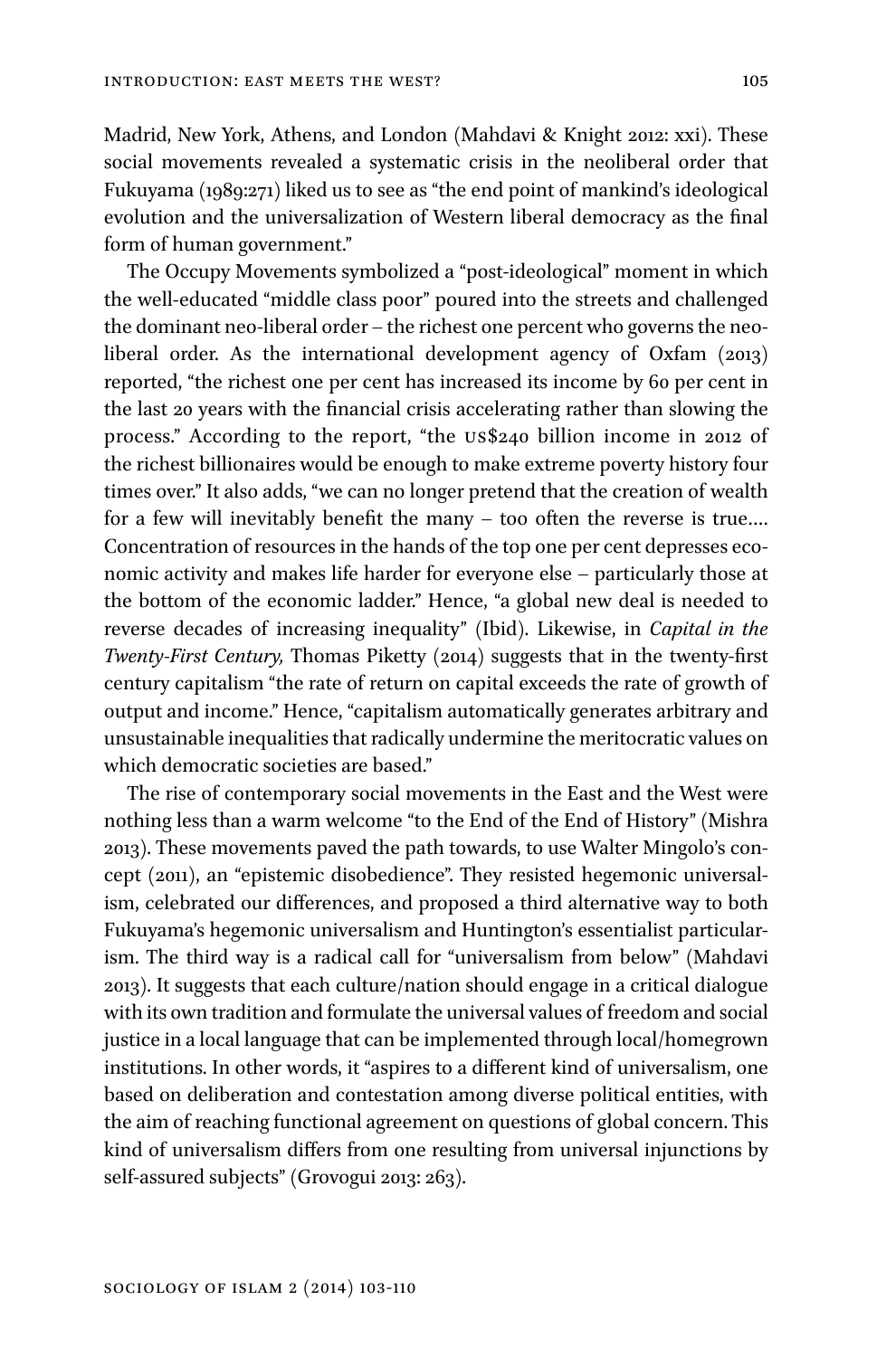Madrid, New York, Athens, and London (Mahdavi & Knight 2012: xxi). These social movements revealed a systematic crisis in the neoliberal order that Fukuyama (1989:271) liked us to see as "the end point of mankind's ideological evolution and the universalization of Western liberal democracy as the final form of human government."

The Occupy Movements symbolized a "post-ideological" moment in which the well-educated "middle class poor" poured into the streets and challenged the dominant neo-liberal order – the richest one percent who governs the neo-liberal order. As the international development agency of Oxfam (2013) reported, "the richest one per cent has increased its income by 60 per cent in the last 20 years with the financial crisis accelerating rather than slowing the process." According to the report, "the US$240 billion income in 2012 of the richest billionaires would be enough to make extreme poverty history four times over." It also adds, "we can no longer pretend that the creation of wealth for a few will inevitably benefit the many – too often the reverse is true…. Concentration of resources in the hands of the top one per cent depresses economic activity and makes life harder for everyone else – particularly those at the bottom of the economic ladder." Hence, "a global new deal is needed to reverse decades of increasing inequality" (Ibid). Likewise, in *Capital in the Twenty-First Century,* Thomas Piketty (2014) suggests that in the twenty-first century capitalism "the rate of return on capital exceeds the rate of growth of output and income." Hence, "capitalism automatically generates arbitrary and unsustainable inequalities that radically undermine the meritocratic values on which democratic societies are based."

The rise of contemporary social movements in the East and the West were nothing less than a warm welcome "to the End of the End of History" (Mishra 2013). These movements paved the path towards, to use Walter Mingolo's concept (2011), an "epistemic disobedience". They resisted hegemonic universalism, celebrated our differences, and proposed a third alternative way to both Fukuyama's hegemonic universalism and Huntington's essentialist particularism. The third way is a radical call for "universalism from below" (Mahdavi 2013). It suggests that each culture/nation should engage in a critical dialogue with its own tradition and formulate the universal values of freedom and social justice in a local language that can be implemented through local/homegrown institutions. In other words, it "aspires to a different kind of universalism, one based on deliberation and contestation among diverse political entities, with the aim of reaching functional agreement on questions of global concern. This kind of universalism differs from one resulting from universal injunctions by self-assured subjects" (Grovogui 2013: 263).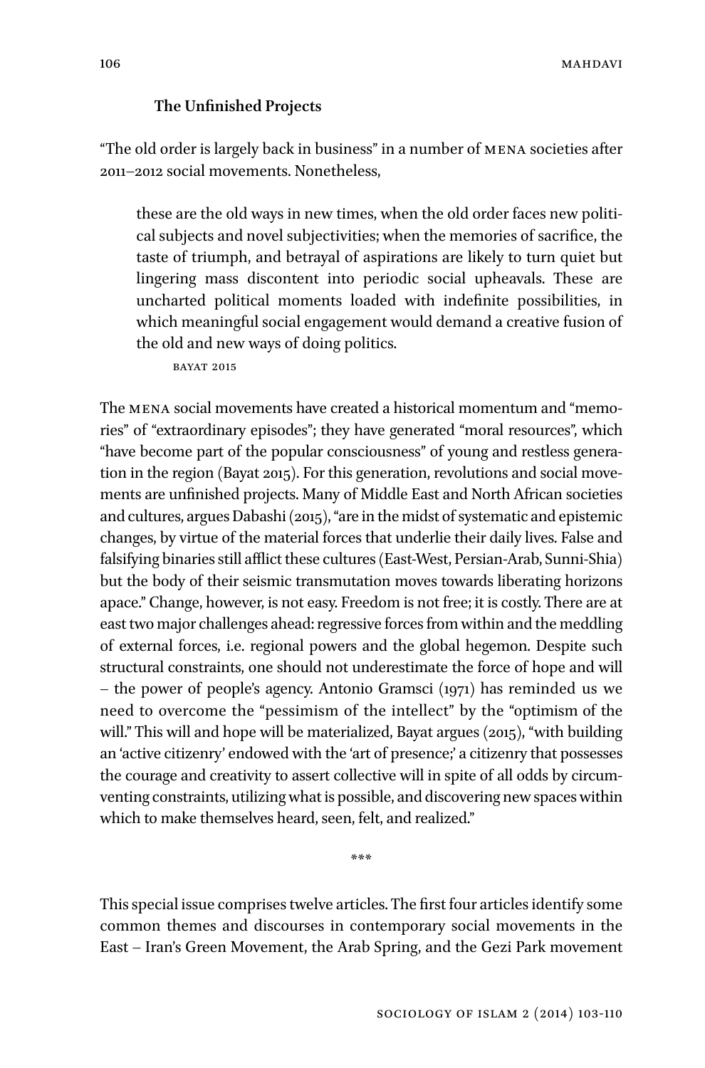### The Unfinished Projects

"The old order is largely back in business" in a number of MENA societies after 2011–2012 social movements. Nonetheless,

> these are the old ways in new times, when the old order faces new political subjects and novel subjectivities; when the memories of sacrifice, the taste of triumph, and betrayal of aspirations are likely to turn quiet but lingering mass discontent into periodic social upheavals. These are uncharted political moments loaded with indefinite possibilities, in which meaningful social engagement would demand a creative fusion of the old and new ways of doing politics.
>
> BAYAT 2015

The MENA social movements have created a historical momentum and "memories" of "extraordinary episodes"; they have generated "moral resources", which "have become part of the popular consciousness" of young and restless generation in the region (Bayat 2015). For this generation, revolutions and social movements are unfinished projects. Many of Middle East and North African societies and cultures, argues Dabashi (2015), "are in the midst of systematic and epistemic changes, by virtue of the material forces that underlie their daily lives. False and falsifying binaries still afflict these cultures (East-West, Persian-Arab, Sunni-Shia) but the body of their seismic transmutation moves towards liberating horizons apace." Change, however, is not easy. Freedom is not free; it is costly. There are at east two major challenges ahead: regressive forces from within and the meddling of external forces, i.e. regional powers and the global hegemon. Despite such structural constraints, one should not underestimate the force of hope and will – the power of people's agency. Antonio Gramsci (1971) has reminded us we need to overcome the "pessimism of the intellect" by the "optimism of the will." This will and hope will be materialized, Bayat argues (2015), "with building an 'active citizenry' endowed with the 'art of presence;' a citizenry that possesses the courage and creativity to assert collective will in spite of all odds by circumventing constraints, utilizing what is possible, and discovering new spaces within which to make themselves heard, seen, felt, and realized."

***

This special issue comprises twelve articles. The first four articles identify some common themes and discourses in contemporary social movements in the East – Iran's Green Movement, the Arab Spring, and the Gezi Park movement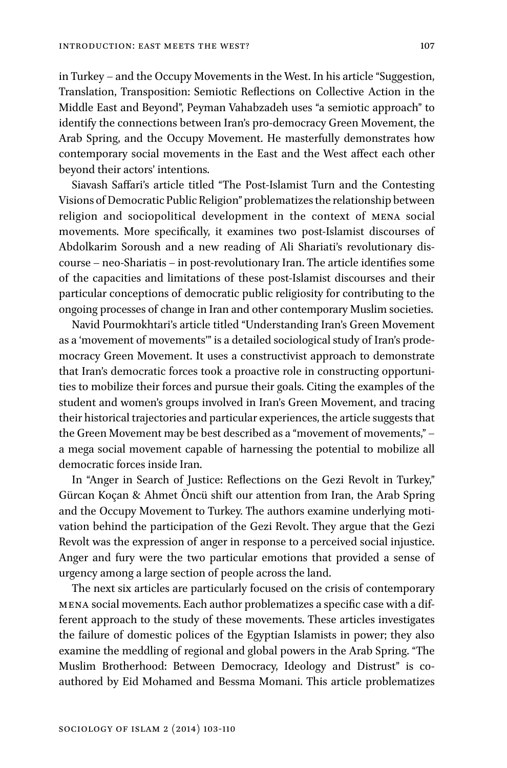in Turkey – and the Occupy Movements in the West. In his article "Suggestion, Translation, Transposition: Semiotic Reflections on Collective Action in the Middle East and Beyond", Peyman Vahabzadeh uses "a semiotic approach" to identify the connections between Iran's pro-democracy Green Movement, the Arab Spring, and the Occupy Movement. He masterfully demonstrates how contemporary social movements in the East and the West affect each other beyond their actors' intentions.

Siavash Saffari's article titled "The Post-Islamist Turn and the Contesting Visions of Democratic Public Religion" problematizes the relationship between religion and sociopolitical development in the context of MENA social movements. More specifically, it examines two post-Islamist discourses of Abdolkarim Soroush and a new reading of Ali Shariati's revolutionary discourse – neo-Shariatis – in post-revolutionary Iran. The article identifies some of the capacities and limitations of these post-Islamist discourses and their particular conceptions of democratic public religiosity for contributing to the ongoing processes of change in Iran and other contemporary Muslim societies.

Navid Pourmokhtari's article titled "Understanding Iran's Green Movement as a 'movement of movements'" is a detailed sociological study of Iran's prodemocracy Green Movement. It uses a constructivist approach to demonstrate that Iran's democratic forces took a proactive role in constructing opportunities to mobilize their forces and pursue their goals. Citing the examples of the student and women's groups involved in Iran's Green Movement, and tracing their historical trajectories and particular experiences, the article suggests that the Green Movement may be best described as a "movement of movements," – a mega social movement capable of harnessing the potential to mobilize all democratic forces inside Iran.

In "Anger in Search of Justice: Reflections on the Gezi Revolt in Turkey," Gürcan Koçan & Ahmet Öncü shift our attention from Iran, the Arab Spring and the Occupy Movement to Turkey. The authors examine underlying motivation behind the participation of the Gezi Revolt. They argue that the Gezi Revolt was the expression of anger in response to a perceived social injustice. Anger and fury were the two particular emotions that provided a sense of urgency among a large section of people across the land.

The next six articles are particularly focused on the crisis of contemporary MENA social movements. Each author problematizes a specific case with a different approach to the study of these movements. These articles investigates the failure of domestic polices of the Egyptian Islamists in power; they also examine the meddling of regional and global powers in the Arab Spring. "The Muslim Brotherhood: Between Democracy, Ideology and Distrust" is co-authored by Eid Mohamed and Bessma Momani. This article problematizes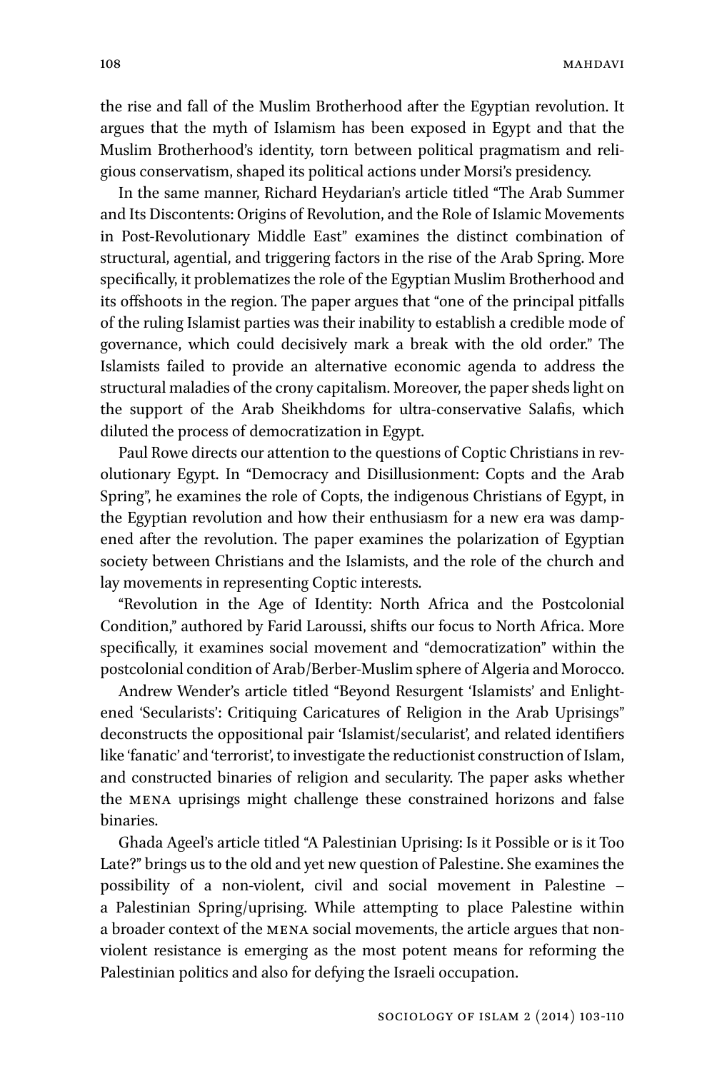the rise and fall of the Muslim Brotherhood after the Egyptian revolution. It argues that the myth of Islamism has been exposed in Egypt and that the Muslim Brotherhood's identity, torn between political pragmatism and religious conservatism, shaped its political actions under Morsi's presidency.

In the same manner, Richard Heydarian's article titled "The Arab Summer and Its Discontents: Origins of Revolution, and the Role of Islamic Movements in Post-Revolutionary Middle East" examines the distinct combination of structural, agential, and triggering factors in the rise of the Arab Spring. More specifically, it problematizes the role of the Egyptian Muslim Brotherhood and its offshoots in the region. The paper argues that "one of the principal pitfalls of the ruling Islamist parties was their inability to establish a credible mode of governance, which could decisively mark a break with the old order." The Islamists failed to provide an alternative economic agenda to address the structural maladies of the crony capitalism. Moreover, the paper sheds light on the support of the Arab Sheikhdoms for ultra-conservative Salafis, which diluted the process of democratization in Egypt.

Paul Rowe directs our attention to the questions of Coptic Christians in revolutionary Egypt. In "Democracy and Disillusionment: Copts and the Arab Spring", he examines the role of Copts, the indigenous Christians of Egypt, in the Egyptian revolution and how their enthusiasm for a new era was dampened after the revolution. The paper examines the polarization of Egyptian society between Christians and the Islamists, and the role of the church and lay movements in representing Coptic interests.

"Revolution in the Age of Identity: North Africa and the Postcolonial Condition," authored by Farid Laroussi, shifts our focus to North Africa. More specifically, it examines social movement and "democratization" within the postcolonial condition of Arab/Berber-Muslim sphere of Algeria and Morocco.

Andrew Wender's article titled "Beyond Resurgent 'Islamists' and Enlightened 'Secularists': Critiquing Caricatures of Religion in the Arab Uprisings" deconstructs the oppositional pair 'Islamist/secularist', and related identifiers like 'fanatic' and 'terrorist', to investigate the reductionist construction of Islam, and constructed binaries of religion and secularity. The paper asks whether the MENA uprisings might challenge these constrained horizons and false binaries.

Ghada Ageel's article titled "A Palestinian Uprising: Is it Possible or is it Too Late?" brings us to the old and yet new question of Palestine. She examines the possibility of a non-violent, civil and social movement in Palestine – a Palestinian Spring/uprising. While attempting to place Palestine within a broader context of the MENA social movements, the article argues that non-violent resistance is emerging as the most potent means for reforming the Palestinian politics and also for defying the Israeli occupation.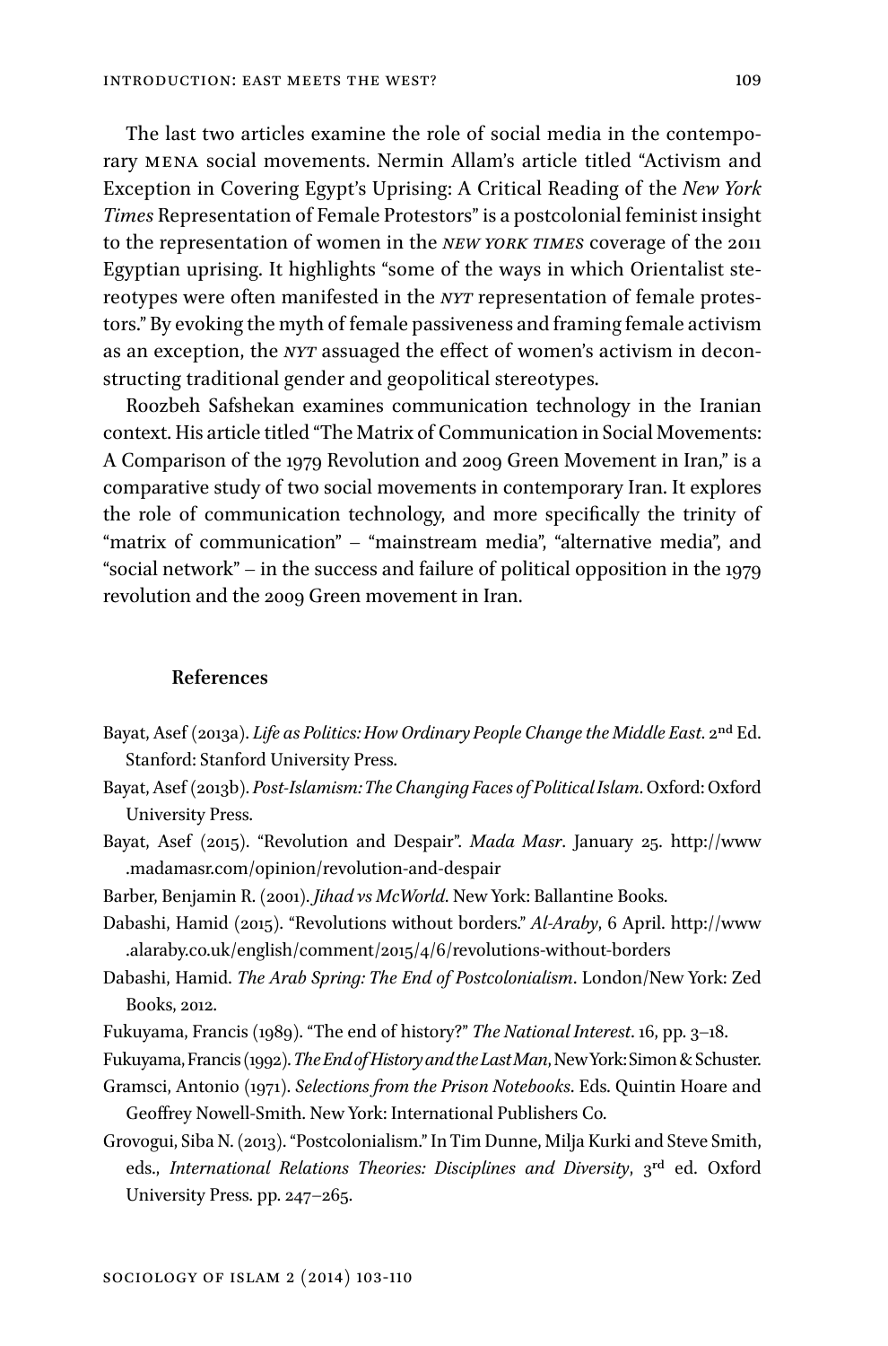The last two articles examine the role of social media in the contemporary MENA social movements. Nermin Allam's article titled "Activism and Exception in Covering Egypt's Uprising: A Critical Reading of the *New York Times* Representation of Female Protestors" is a postcolonial feminist insight to the representation of women in the *NEW YORK TIMES* coverage of the 2011 Egyptian uprising. It highlights "some of the ways in which Orientalist stereotypes were often manifested in the *NYT* representation of female protestors." By evoking the myth of female passiveness and framing female activism as an exception, the *NYT* assuaged the effect of women's activism in deconstructing traditional gender and geopolitical stereotypes.

Roozbeh Safshekan examines communication technology in the Iranian context. His article titled "The Matrix of Communication in Social Movements: A Comparison of the 1979 Revolution and 2009 Green Movement in Iran," is a comparative study of two social movements in contemporary Iran. It explores the role of communication technology, and more specifically the trinity of "matrix of communication" – "mainstream media", "alternative media", and "social network" – in the success and failure of political opposition in the 1979 revolution and the 2009 Green movement in Iran.

## References

Bayat, Asef (2013a). *Life as Politics: How Ordinary People Change the Middle East*. 2nd Ed. Stanford: Stanford University Press.

Bayat, Asef (2013b). *Post-Islamism: The Changing Faces of Political Islam*. Oxford: Oxford University Press.

Bayat, Asef (2015). "Revolution and Despair". *Mada Masr*. January 25. http://www.madamasr.com/opinion/revolution-and-despair

Barber, Benjamin R. (2001). *Jihad vs McWorld*. New York: Ballantine Books.

Dabashi, Hamid (2015). "Revolutions without borders." *Al-Araby*, 6 April. http://www.alaraby.co.uk/english/comment/2015/4/6/revolutions-without-borders

Dabashi, Hamid. *The Arab Spring: The End of Postcolonialism*. London/New York: Zed Books, 2012.

Fukuyama, Francis (1989). "The end of history?" *The National Interest*. 16, pp. 3–18.

Fukuyama, Francis (1992). *The End of History and the Last Man*, New York: Simon & Schuster.

Gramsci, Antonio (1971). *Selections from the Prison Notebooks*. Eds. Quintin Hoare and Geoffrey Nowell-Smith. New York: International Publishers Co.

Grovogui, Siba N. (2013). "Postcolonialism." In Tim Dunne, Milja Kurki and Steve Smith, eds., *International Relations Theories: Disciplines and Diversity*, 3rd ed. Oxford University Press. pp. 247–265.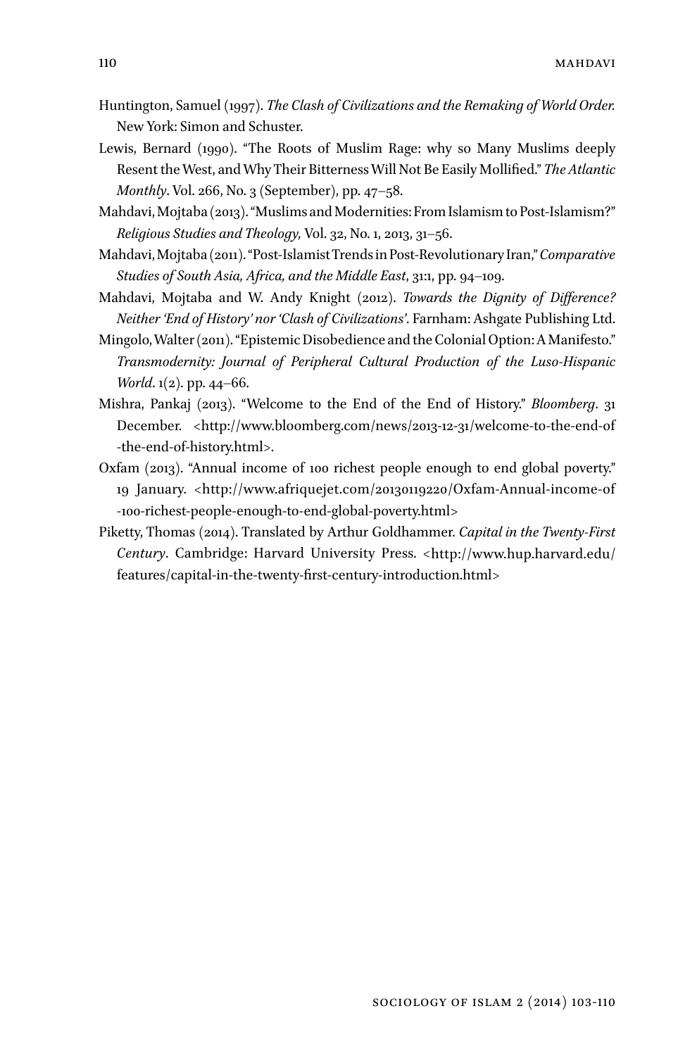Huntington, Samuel (1997). *The Clash of Civilizations and the Remaking of World Order.* New York: Simon and Schuster.

Lewis, Bernard (1990). "The Roots of Muslim Rage: why so Many Muslims deeply Resent the West, and Why Their Bitterness Will Not Be Easily Mollified." *The Atlantic Monthly*. Vol. 266, No. 3 (September), pp. 47–58.

Mahdavi, Mojtaba (2013). "Muslims and Modernities: From Islamism to Post-Islamism?" *Religious Studies and Theology,* Vol. 32, No. 1, 2013, 31–56.

Mahdavi, Mojtaba (2011). "Post-Islamist Trends in Post-Revolutionary Iran," *Comparative Studies of South Asia, Africa, and the Middle East*, 31:1, pp. 94–109.

Mahdavi, Mojtaba and W. Andy Knight (2012). *Towards the Dignity of Difference? Neither 'End of History' nor 'Clash of Civilizations'*. Farnham: Ashgate Publishing Ltd.

Mingolo, Walter (2011). "Epistemic Disobedience and the Colonial Option: A Manifesto." *Transmodernity: Journal of Peripheral Cultural Production of the Luso-Hispanic World*. 1(2). pp. 44–66.

Mishra, Pankaj (2013). "Welcome to the End of the End of History." *Bloomberg*. 31 December. <http://www.bloomberg.com/news/2013-12-31/welcome-to-the-end-of-the-end-of-history.html>.

Oxfam (2013). "Annual income of 100 richest people enough to end global poverty." 19 January. <http://www.afriquejet.com/20130119220/Oxfam-Annual-income-of-100-richest-people-enough-to-end-global-poverty.html>

Piketty, Thomas (2014). Translated by Arthur Goldhammer. *Capital in the Twenty-First Century*. Cambridge: Harvard University Press. <http://www.hup.harvard.edu/features/capital-in-the-twenty-first-century-introduction.html>